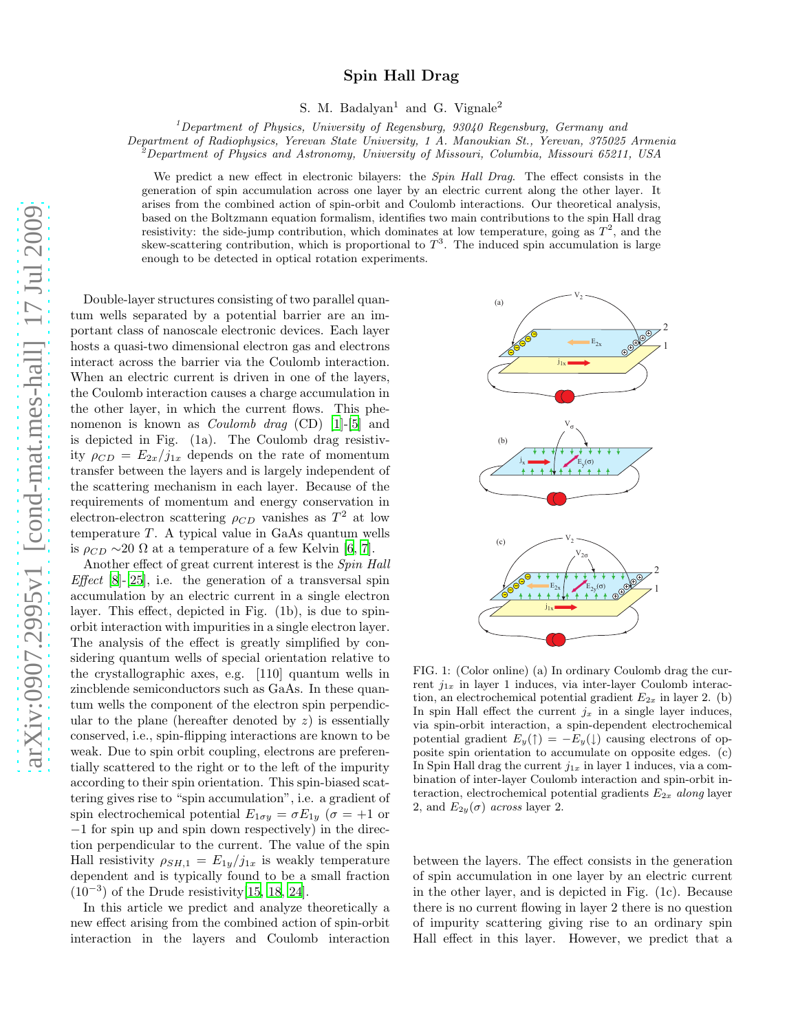# Spin Hall Drag

S. M. Badalyan[1] and G. Vignale[2]

[1]*Department of Physics, University of Regensburg, 93040 Regensburg, Germany and Department of Radiophysics, Yerevan State University, 1 A. Manoukian St., Yerevan, 375025 Armenia*
[2]*Department of Physics and Astronomy, University of Missouri, Columbia, Missouri 65211, USA*

We predict a new effect in electronic bilayers: the *Spin Hall Drag*. The effect consists in the generation of spin accumulation across one layer by an electric current along the other layer. It arises from the combined action of spin-orbit and Coulomb interactions. Our theoretical analysis, based on the Boltzmann equation formalism, identifies two main contributions to the spin Hall drag resistivity: the side-jump contribution, which dominates at low temperature, going as $T^2$, and the skew-scattering contribution, which is proportional to $T^3$. The induced spin accumulation is large enough to be detected in optical rotation experiments.

Double-layer structures consisting of two parallel quantum wells separated by a potential barrier are an important class of nanoscale electronic devices. Each layer hosts a quasi-two dimensional electron gas and electrons interact across the barrier via the Coulomb interaction. When an electric current is driven in one of the layers, the Coulomb interaction causes a charge accumulation in the other layer, in which the current flows. This phenomenon is known as *Coulomb drag* (CD) [1]-[5] and is depicted in Fig. (1a). The Coulomb drag resistivity $\rho_{CD} = E_{2x}/j_{1x}$ depends on the rate of momentum transfer between the layers and is largely independent of the scattering mechanism in each layer. Because of the requirements of momentum and energy conservation in electron-electron scattering $\rho_{CD}$ vanishes as $T^2$ at low temperature $T$. A typical value in GaAs quantum wells is $\rho_{CD} \sim 20\ \Omega$ at a temperature of a few Kelvin [6, 7].

Another effect of great current interest is the *Spin Hall Effect* [8]-[25], i.e. the generation of a transversal spin accumulation by an electric current in a single electron layer. This effect, depicted in Fig. (1b), is due to spin-orbit interaction with impurities in a single electron layer. The analysis of the effect is greatly simplified by considering quantum wells of special orientation relative to the crystallographic axes, e.g. [110] quantum wells in zincblende semiconductors such as GaAs. In these quantum wells the component of the electron spin perpendicular to the plane (hereafter denoted by $z$) is essentially conserved, i.e., spin-flipping interactions are known to be weak. Due to spin orbit coupling, electrons are preferentially scattered to the right or to the left of the impurity according to their spin orientation. This spin-biased scattering gives rise to "spin accumulation", i.e. a gradient of spin electrochemical potential $E_{1\sigma y} = \sigma E_{1y}$ ($\sigma = +1$ or $-1$ for spin up and spin down respectively) in the direction perpendicular to the current. The value of the spin Hall resistivity $\rho_{SH,1} = E_{1y}/j_{1x}$ is weakly temperature dependent and is typically found to be a small fraction ($10^{-3}$) of the Drude resistivity[15, 18, 24].

In this article we predict and analyze theoretically a new effect arising from the combined action of spin-orbit interaction in the layers and Coulomb interaction between the layers. The effect consists in the generation of spin accumulation in one layer by an electric current in the other layer, and is depicted in Fig. (1c). Because there is no current flowing in layer 2 there is no question of impurity scattering giving rise to an ordinary spin Hall effect in this layer. However, we predict that a

FIG. 1: (Color online) (a) In ordinary Coulomb drag the current $j_{1x}$ in layer 1 induces, via inter-layer Coulomb interaction, an electrochemical potential gradient $E_{2x}$ in layer 2. (b) In spin Hall effect the current $j_x$ in a single layer induces, via spin-orbit interaction, a spin-dependent electrochemical potential gradient $E_y(\uparrow) = -E_y(\downarrow)$ causing electrons of opposite spin orientation to accumulate on opposite edges. (c) In Spin Hall drag the current $j_{1x}$ in layer 1 induces, via a combination of inter-layer Coulomb interaction and spin-orbit interaction, electrochemical potential gradients $E_{2x}$ *along* layer 2, and $E_{2y}(\sigma)$ *across* layer 2.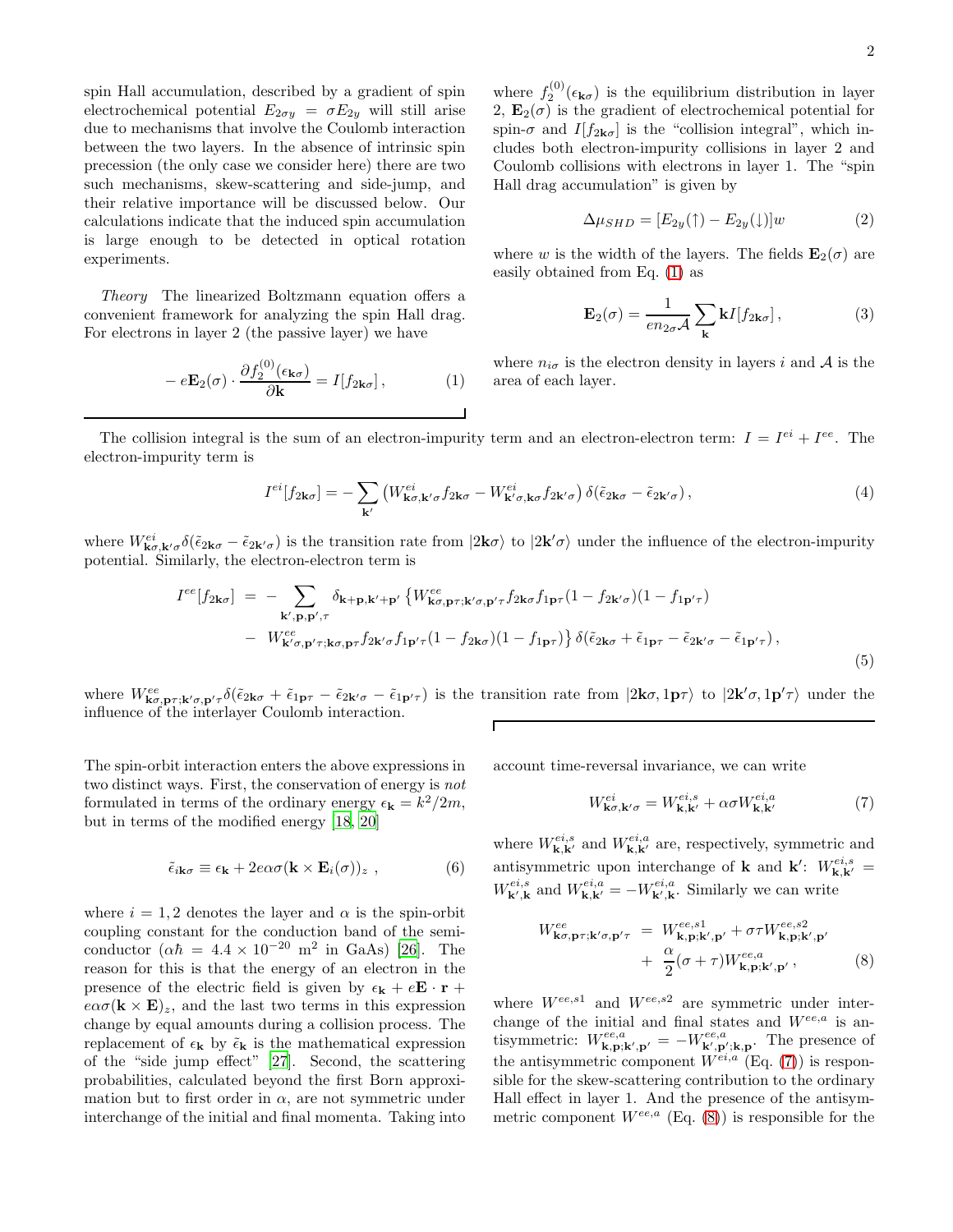spin Hall accumulation, described by a gradient of spin electrochemical potential $E_{2\sigma y} = \sigma E_{2y}$ will still arise due to mechanisms that involve the Coulomb interaction between the two layers. In the absence of intrinsic spin precession (the only case we consider here) there are two such mechanisms, skew-scattering and side-jump, and their relative importance will be discussed below. Our calculations indicate that the induced spin accumulation is large enough to be detected in optical rotation experiments.

*Theory* The linearized Boltzmann equation offers a convenient framework for analyzing the spin Hall drag. For electrons in layer 2 (the passive layer) we have

$$-e\mathbf{E}_2(\sigma)\cdot\frac{\partial f_2^{(0)}(\epsilon_{\mathbf{k}\sigma})}{\partial \mathbf{k}} = I[f_{2\mathbf{k}\sigma}]\,, \tag{1}$$

where $f_2^{(0)}(\epsilon_{\mathbf{k}\sigma})$ is the equilibrium distribution in layer 2, $\mathbf{E}_2(\sigma)$ is the gradient of electrochemical potential for spin-$\sigma$ and $I[f_{2\mathbf{k}\sigma}]$ is the "collision integral", which includes both electron-impurity collisions in layer 2 and Coulomb collisions with electrons in layer 1. The "spin Hall drag accumulation" is given by

$$\Delta\mu_{SHD} = [E_{2y}(\uparrow) - E_{2y}(\downarrow)]w \tag{2}$$

where $w$ is the width of the layers. The fields $\mathbf{E}_2(\sigma)$ are easily obtained from Eq. (1) as

$$\mathbf{E}_2(\sigma) = \frac{1}{en_{2\sigma}\mathcal{A}}\sum_{\mathbf{k}}\mathbf{k}I[f_{2\mathbf{k}\sigma}]\,, \tag{3}$$

where $n_{i\sigma}$ is the electron density in layers $i$ and $\mathcal{A}$ is the area of each layer.

The collision integral is the sum of an electron-impurity term and an electron-electron term: $I = I^{ei} + I^{ee}$. The electron-impurity term is

$$I^{ei}[f_{2\mathbf{k}\sigma}] = -\sum_{\mathbf{k}'}\left(W^{ei}_{\mathbf{k}\sigma,\mathbf{k}'\sigma}f_{2\mathbf{k}\sigma} - W^{ei}_{\mathbf{k}'\sigma,\mathbf{k}\sigma}f_{2\mathbf{k}'\sigma}\right)\delta(\tilde{\epsilon}_{2\mathbf{k}\sigma} - \tilde{\epsilon}_{2\mathbf{k}'\sigma})\,, \tag{4}$$

where $W^{ei}_{\mathbf{k}\sigma,\mathbf{k}'\sigma}\delta(\tilde{\epsilon}_{2\mathbf{k}\sigma} - \tilde{\epsilon}_{2\mathbf{k}'\sigma})$ is the transition rate from $|2\mathbf{k}\sigma\rangle$ to $|2\mathbf{k}'\sigma\rangle$ under the influence of the electron-impurity potential. Similarly, the electron-electron term is

$$\begin{aligned}
I^{ee}[f_{2\mathbf{k}\sigma}] &= -\sum_{\mathbf{k}',\mathbf{p},\mathbf{p}',\tau}\delta_{\mathbf{k}+\mathbf{p},\mathbf{k}'+\mathbf{p}'}\left\{W^{ee}_{\mathbf{k}\sigma,\mathbf{p}\tau;\mathbf{k}'\sigma,\mathbf{p}'\tau}f_{2\mathbf{k}\sigma}f_{1\mathbf{p}\tau}(1-f_{2\mathbf{k}'\sigma})(1-f_{1\mathbf{p}'\tau})\right.\\
&- \left.W^{ee}_{\mathbf{k}'\sigma,\mathbf{p}'\tau;\mathbf{k}\sigma,\mathbf{p}\tau}f_{2\mathbf{k}'\sigma}f_{1\mathbf{p}'\tau}(1-f_{2\mathbf{k}\sigma})(1-f_{1\mathbf{p}\tau})\right\}\delta(\tilde{\epsilon}_{2\mathbf{k}\sigma}+\tilde{\epsilon}_{1\mathbf{p}\tau}-\tilde{\epsilon}_{2\mathbf{k}'\sigma}-\tilde{\epsilon}_{1\mathbf{p}'\tau})\,,
\end{aligned} \tag{5}$$

where $W^{ee}_{\mathbf{k}\sigma,\mathbf{p}\tau;\mathbf{k}'\sigma,\mathbf{p}'\tau}\delta(\tilde{\epsilon}_{2\mathbf{k}\sigma}+\tilde{\epsilon}_{1\mathbf{p}\tau}-\tilde{\epsilon}_{2\mathbf{k}'\sigma}-\tilde{\epsilon}_{1\mathbf{p}'\tau})$ is the transition rate from $|2\mathbf{k}\sigma, 1\mathbf{p}\tau\rangle$ to $|2\mathbf{k}'\sigma, 1\mathbf{p}'\tau\rangle$ under the influence of the interlayer Coulomb interaction.

The spin-orbit interaction enters the above expressions in two distinct ways. First, the conservation of energy is *not* formulated in terms of the ordinary energy $\epsilon_{\mathbf{k}} = k^2/2m$, but in terms of the modified energy [18, 20]

$$\tilde{\epsilon}_{i\mathbf{k}\sigma} \equiv \epsilon_{\mathbf{k}} + 2e\alpha\sigma(\mathbf{k}\times\mathbf{E}_i(\sigma))_z\;, \tag{6}$$

where $i = 1, 2$ denotes the layer and $\alpha$ is the spin-orbit coupling constant for the conduction band of the semiconductor ($\alpha\hbar = 4.4\times10^{-20}$ m$^2$ in GaAs) [26]. The reason for this is that the energy of an electron in the presence of the electric field is given by $\epsilon_{\mathbf{k}} + e\mathbf{E}\cdot\mathbf{r} + e\alpha\sigma(\mathbf{k}\times\mathbf{E})_z$, and the last two terms in this expression change by equal amounts during a collision process. The replacement of $\epsilon_{\mathbf{k}}$ by $\tilde{\epsilon}_{\mathbf{k}}$ is the mathematical expression of the "side jump effect" [27]. Second, the scattering probabilities, calculated beyond the first Born approximation but to first order in $\alpha$, are not symmetric under interchange of the initial and final momenta. Taking into account time-reversal invariance, we can write

$$W^{ei}_{\mathbf{k}\sigma,\mathbf{k}'\sigma} = W^{ei,s}_{\mathbf{k},\mathbf{k}'} + \alpha\sigma W^{ei,a}_{\mathbf{k},\mathbf{k}'} \tag{7}$$

where $W^{ei,s}_{\mathbf{k},\mathbf{k}'}$ and $W^{ei,a}_{\mathbf{k},\mathbf{k}'}$ are, respectively, symmetric and antisymmetric upon interchange of $\mathbf{k}$ and $\mathbf{k}'$: $W^{ei,s}_{\mathbf{k},\mathbf{k}'} = W^{ei,s}_{\mathbf{k}',\mathbf{k}}$ and $W^{ei,a}_{\mathbf{k},\mathbf{k}'} = -W^{ei,a}_{\mathbf{k}',\mathbf{k}}$. Similarly we can write

$$\begin{aligned}
W^{ee}_{\mathbf{k}\sigma,\mathbf{p}\tau;\mathbf{k}'\sigma,\mathbf{p}'\tau} &= W^{ee,s1}_{\mathbf{k},\mathbf{p};\mathbf{k}',\mathbf{p}'} + \sigma\tau W^{ee,s2}_{\mathbf{k},\mathbf{p};\mathbf{k}',\mathbf{p}'}\\
&+ \frac{\alpha}{2}(\sigma+\tau)W^{ee,a}_{\mathbf{k},\mathbf{p};\mathbf{k}',\mathbf{p}'}\,,
\end{aligned} \tag{8}$$

where $W^{ee,s1}$ and $W^{ee,s2}$ are symmetric under interchange of the initial and final states and $W^{ee,a}$ is antisymmetric: $W^{ee,a}_{\mathbf{k},\mathbf{p};\mathbf{k}',\mathbf{p}'} = -W^{ee,a}_{\mathbf{k}',\mathbf{p}';\mathbf{k},\mathbf{p}}$. The presence of the antisymmetric component $W^{ei,a}$ (Eq. (7)) is responsible for the skew-scattering contribution to the ordinary Hall effect in layer 1. And the presence of the antisymmetric component $W^{ee,a}$ (Eq. (8)) is responsible for the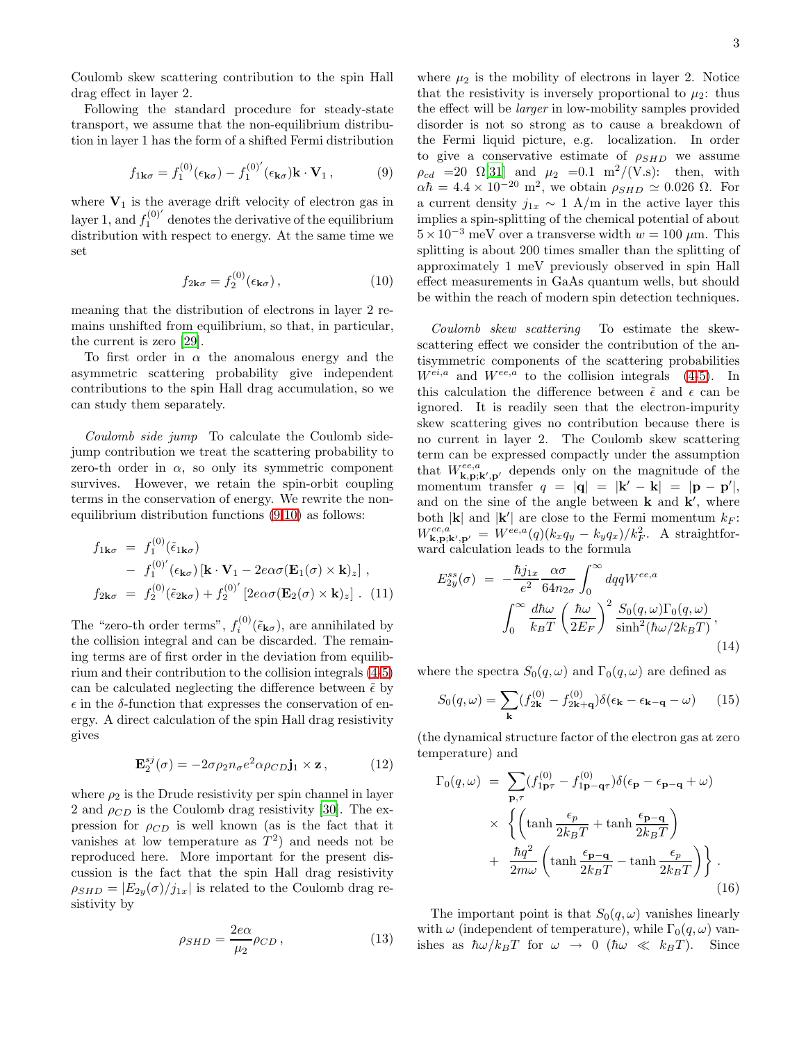Coulomb skew scattering contribution to the spin Hall drag effect in layer 2.

Following the standard procedure for steady-state transport, we assume that the non-equilibrium distribution in layer 1 has the form of a shifted Fermi distribution

$$f_{1\mathbf{k}\sigma} = f_1^{(0)}(\epsilon_{\mathbf{k}\sigma}) - f_1^{(0)'}(\epsilon_{\mathbf{k}\sigma})\mathbf{k}\cdot\mathbf{V}_1\,, \tag{9}$$

where $\mathbf{V}_1$ is the average drift velocity of electron gas in layer 1, and $f_1^{(0)'}$ denotes the derivative of the equilibrium distribution with respect to energy. At the same time we set

$$f_{2\mathbf{k}\sigma} = f_2^{(0)}(\epsilon_{\mathbf{k}\sigma})\,, \tag{10}$$

meaning that the distribution of electrons in layer 2 remains unshifted from equilibrium, so that, in particular, the current is zero [29].

To first order in $\alpha$ the anomalous energy and the asymmetric scattering probability give independent contributions to the spin Hall drag accumulation, so we can study them separately.

*Coulomb side jump* To calculate the Coulomb side-jump contribution we treat the scattering probability to zero-th order in $\alpha$, so only its symmetric component survives. However, we retain the spin-orbit coupling terms in the conservation of energy. We rewrite the non-equilibrium distribution functions (9,10) as follows:

$$\begin{aligned}
f_{1\mathbf{k}\sigma} &= f_1^{(0)}(\tilde\epsilon_{1\mathbf{k}\sigma}) \\
&- f_1^{(0)'}(\epsilon_{\mathbf{k}\sigma})\left[\mathbf{k}\cdot\mathbf{V}_1 - 2e\alpha\sigma(\mathbf{E}_1(\sigma)\times\mathbf{k})_z\right]\,, \\
f_{2\mathbf{k}\sigma} &= f_2^{(0)}(\tilde\epsilon_{2\mathbf{k}\sigma}) + f_2^{(0)'}\left[2e\alpha\sigma(\mathbf{E}_2(\sigma)\times\mathbf{k})_z\right]\,.
\end{aligned} \tag{11}$$

The "zero-th order terms", $f_i^{(0)}(\tilde\epsilon_{\mathbf{k}\sigma})$, are annihilated by the collision integral and can be discarded. The remaining terms are of first order in the deviation from equilibrium and their contribution to the collision integrals (4,5) can be calculated neglecting the difference between $\tilde\epsilon$ by $\epsilon$ in the $\delta$-function that expresses the conservation of energy. A direct calculation of the spin Hall drag resistivity gives

$$\mathbf{E}_2^{sj}(\sigma) = -2\sigma\rho_2 n_\sigma e^2\alpha\rho_{CD}\mathbf{j}_1\times\mathbf{z}\,, \tag{12}$$

where $\rho_2$ is the Drude resistivity per spin channel in layer 2 and $\rho_{CD}$ is the Coulomb drag resistivity [30]. The expression for $\rho_{CD}$ is well known (as is the fact that it vanishes at low temperature as $T^2$) and needs not be reproduced here. More important for the present discussion is the fact that the spin Hall drag resistivity $\rho_{SHD} = |E_{2y}(\sigma)/j_{1x}|$ is related to the Coulomb drag resistivity by

$$\rho_{SHD} = \frac{2e\alpha}{\mu_2}\rho_{CD}\,, \tag{13}$$

where $\mu_2$ is the mobility of electrons in layer 2. Notice that the resistivity is inversely proportional to $\mu_2$: thus the effect will be *larger* in low-mobility samples provided disorder is not so strong as to cause a breakdown of the Fermi liquid picture, e.g. localization. In order to give a conservative estimate of $\rho_{SHD}$ we assume $\rho_{cd}$ =20 $\Omega$[31] and $\mu_2$ =0.1 m$^2$/(V.s): then, with $\alpha\hbar = 4.4\times10^{-20}$ m$^2$, we obtain $\rho_{SHD}\simeq 0.026\ \Omega$. For a current density $j_{1x}\sim 1$ A/m in the active layer this implies a spin-splitting of the chemical potential of about $5\times10^{-3}$ meV over a transverse width $w = 100\ \mu$m. This splitting is about 200 times smaller than the splitting of approximately 1 meV previously observed in spin Hall effect measurements in GaAs quantum wells, but should be within the reach of modern spin detection techniques.

*Coulomb skew scattering* To estimate the skew-scattering effect we consider the contribution of the antisymmetric components of the scattering probabilities $W^{ei,a}$ and $W^{ee,a}$ to the collision integrals (4,5). In this calculation the difference between $\tilde\epsilon$ and $\epsilon$ can be ignored. It is readily seen that the electron-impurity skew scattering gives no contribution because there is no current in layer 2. The Coulomb skew scattering term can be expressed compactly under the assumption that $W^{ee,a}_{\mathbf{k},\mathbf{p};\mathbf{k}',\mathbf{p}'}$ depends only on the magnitude of the momentum transfer $q = |\mathbf{q}| = |\mathbf{k}'-\mathbf{k}| = |\mathbf{p}-\mathbf{p}'|$, and on the sine of the angle between $\mathbf{k}$ and $\mathbf{k}'$, where both $|\mathbf{k}|$ and $|\mathbf{k}'|$ are close to the Fermi momentum $k_F$: $W^{ee,a}_{\mathbf{k},\mathbf{p};\mathbf{k}',\mathbf{p}'} = W^{ee,a}(q)(k_xq_y - k_yq_x)/k_F^2$. A straightforward calculation leads to the formula

$$\begin{aligned}
E_{2y}^{ss}(\sigma) &= -\frac{\hbar j_{1x}}{e^2}\frac{\alpha\sigma}{64n_{2\sigma}}\int_0^\infty dq q W^{ee,a} \\
&\int_0^\infty \frac{d\hbar\omega}{k_BT}\left(\frac{\hbar\omega}{2E_F}\right)^2\frac{S_0(q,\omega)\Gamma_0(q,\omega)}{\sinh^2(\hbar\omega/2k_BT)}\,,
\end{aligned} \tag{14}$$

where the spectra $S_0(q,\omega)$ and $\Gamma_0(q,\omega)$ are defined as

$$S_0(q,\omega) = \sum_{\mathbf{k}}(f_{2\mathbf{k}}^{(0)} - f_{2\mathbf{k}+\mathbf{q}}^{(0)})\delta(\epsilon_{\mathbf{k}} - \epsilon_{\mathbf{k}-\mathbf{q}} - \omega) \tag{15}$$

(the dynamical structure factor of the electron gas at zero temperature) and

$$\begin{aligned}
\Gamma_0(q,\omega) &= \sum_{\mathbf{p},\tau}(f_{1\mathbf{p}\tau}^{(0)} - f_{1\mathbf{p}-\mathbf{q}\tau}^{(0)})\delta(\epsilon_{\mathbf{p}} - \epsilon_{\mathbf{p}-\mathbf{q}} + \omega) \\
&\times\left\{\left(\tanh\frac{\epsilon_p}{2k_BT} + \tanh\frac{\epsilon_{\mathbf{p}-\mathbf{q}}}{2k_BT}\right)\right. \\
&+ \left.\frac{\hbar q^2}{2m\omega}\left(\tanh\frac{\epsilon_{\mathbf{p}-\mathbf{q}}}{2k_BT} - \tanh\frac{\epsilon_p}{2k_BT}\right)\right\}\,.
\end{aligned} \tag{16}$$

The important point is that $S_0(q,\omega)$ vanishes linearly with $\omega$ (independent of temperature), while $\Gamma_0(q,\omega)$ vanishes as $\hbar\omega/k_BT$ for $\omega\to 0$ ($\hbar\omega \ll k_BT$). Since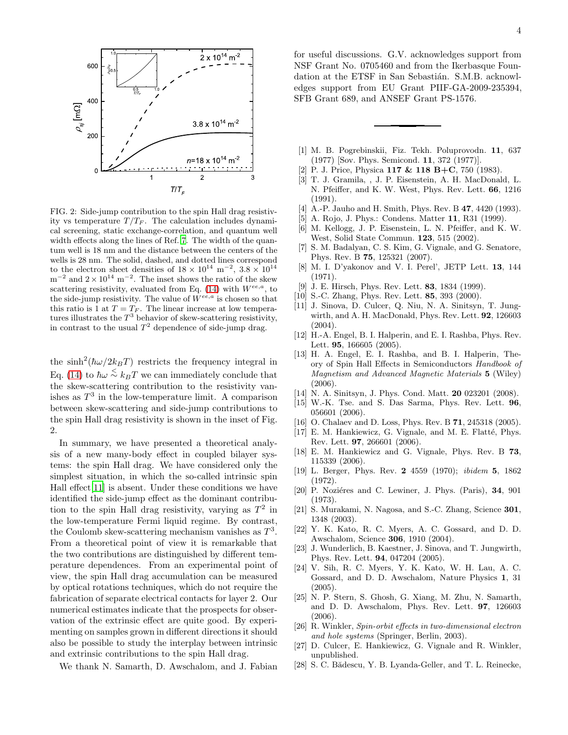FIG. 2: Side-jump contribution to the spin Hall drag resistivity vs temperature $T/T_F$. The calculation includes dynamical screening, static exchange-correlation, and quantum well width effects along the lines of Ref. 7. The width of the quantum well is 18 nm and the distance between the centers of the wells is 28 nm. The solid, dashed, and dotted lines correspond to the electron sheet densities of $18 \times 10^{14}$ m$^{-2}$, $3.8 \times 10^{14}$ m$^{-2}$ and $2 \times 10^{14}$ m$^{-2}$. The inset shows the ratio of the skew scattering resistivity, evaluated from Eq. (14) with $W^{ee,a}$, to the side-jump resistivity. The value of $W^{ee,a}$ is chosen so that this ratio is 1 at $T = T_F$. The linear increase at low temperatures illustrates the $T^3$ behavior of skew-scattering resistivity, in contrast to the usual $T^2$ dependence of side-jump drag.

the $\sinh^2(\hbar\omega/2k_BT)$ restricts the frequency integral in Eq. (14) to $\hbar\omega \lesssim k_BT$ we can immediately conclude that the skew-scattering contribution to the resistivity vanishes as $T^3$ in the low-temperature limit. A comparison between skew-scattering and side-jump contributions to the spin Hall drag resistivity is shown in the inset of Fig. 2.

In summary, we have presented a theoretical analysis of a new many-body effect in coupled bilayer systems: the spin Hall drag. We have considered only the simplest situation, in which the so-called intrinsic spin Hall effect[11] is absent. Under these conditions we have identified the side-jump effect as the dominant contribution to the spin Hall drag resistivity, varying as $T^2$ in the low-temperature Fermi liquid regime. By contrast, the Coulomb skew-scattering mechanism vanishes as $T^3$. From a theoretical point of view it is remarkable that the two contributions are distinguished by different temperature dependences. From an experimental point of view, the spin Hall drag accumulation can be measured by optical rotations techniques, which do not require the fabrication of separate electrical contacts for layer 2. Our numerical estimates indicate that the prospects for observation of the extrinsic effect are quite good. By experimenting on samples grown in different directions it should also be possible to study the interplay between intrinsic and extrinsic contributions to the spin Hall drag.

We thank N. Samarth, D. Awschalom, and J. Fabian for useful discussions. G.V. acknowledges support from NSF Grant No. 0705460 and from the Ikerbasque Foundation at the ETSF in San Sebastián. S.M.B. acknowledges support from EU Grant PIIF-GA-2009-235394, SFB Grant 689, and ANSEF Grant PS-1576.

---

[1] M. B. Pogrebinskii, Fiz. Tekh. Poluprovodn. **11**, 637 (1977) [Sov. Phys. Semicond. **11**, 372 (1977)].

[2] P. J. Price, Physica **117 & 118 B+C**, 750 (1983).

[3] T. J. Gramila, , J. P. Eisenstein, A. H. MacDonald, L. N. Pfeiffer, and K. W. West, Phys. Rev. Lett. **66**, 1216 (1991).

[4] A.-P. Jauho and H. Smith, Phys. Rev. B **47**, 4420 (1993).

[5] A. Rojo, J. Phys.: Condens. Matter **11**, R31 (1999).

[6] M. Kellogg, J. P. Eisenstein, L. N. Pfeiffer, and K. W. West, Solid State Commun. **123**, 515 (2002).

[7] S. M. Badalyan, C. S. Kim, G. Vignale, and G. Senatore, Phys. Rev. B **75**, 125321 (2007).

[8] M. I. D'yakonov and V. I. Perel', JETP Lett. **13**, 144 (1971).

[9] J. E. Hirsch, Phys. Rev. Lett. **83**, 1834 (1999).

[10] S.-C. Zhang, Phys. Rev. Lett. **85**, 393 (2000).

[11] J. Sinova, D. Culcer, Q. Niu, N. A. Sinitsyn, T. Jungwirth, and A. H. MacDonald, Phys. Rev. Lett. **92**, 126603 (2004).

[12] H.-A. Engel, B. I. Halperin, and E. I. Rashba, Phys. Rev. Lett. **95**, 166605 (2005).

[13] H. A. Engel, E. I. Rashba, and B. I. Halperin, Theory of Spin Hall Effects in Semiconductors *Handbook of Magnetism and Advanced Magnetic Materials* **5** (Wiley) (2006).

[14] N. A. Sinitsyn, J. Phys. Cond. Matt. **20** 023201 (2008).

[15] W.-K. Tse. and S. Das Sarma, Phys. Rev. Lett. **96**, 056601 (2006).

[16] O. Chalaev and D. Loss, Phys. Rev. B **71**, 245318 (2005).

[17] E. M. Hankiewicz, G. Vignale, and M. E. Flatté, Phys. Rev. Lett. **97**, 266601 (2006).

[18] E. M. Hankiewicz and G. Vignale, Phys. Rev. B **73**, 115339 (2006).

[19] L. Berger, Phys. Rev. **2** 4559 (1970); *ibidem* **5**, 1862 (1972).

[20] P. Noziéres and C. Lewiner, J. Phys. (Paris), **34**, 901 (1973).

[21] S. Murakami, N. Nagosa, and S.-C. Zhang, Science **301**, 1348 (2003).

[22] Y. K. Kato, R. C. Myers, A. C. Gossard, and D. D. Awschalom, Science **306**, 1910 (2004).

[23] J. Wunderlich, B. Kaestner, J. Sinova, and T. Jungwirth, Phys. Rev. Lett. **94**, 047204 (2005).

[24] V. Sih, R. C. Myers, Y. K. Kato, W. H. Lau, A. C. Gossard, and D. D. Awschalom, Nature Physics **1**, 31 (2005).

[25] N. P. Stern, S. Ghosh, G. Xiang, M. Zhu, N. Samarth, and D. D. Awschalom, Phys. Rev. Lett. **97**, 126603 (2006).

[26] R. Winkler, *Spin-orbit effects in two-dimensional electron and hole systems* (Springer, Berlin, 2003).

[27] D. Culcer, E. Hankiewicz, G. Vignale and R. Winkler, unpublished.

[28] S. C. Bădescu, Y. B. Lyanda-Geller, and T. L. Reinecke,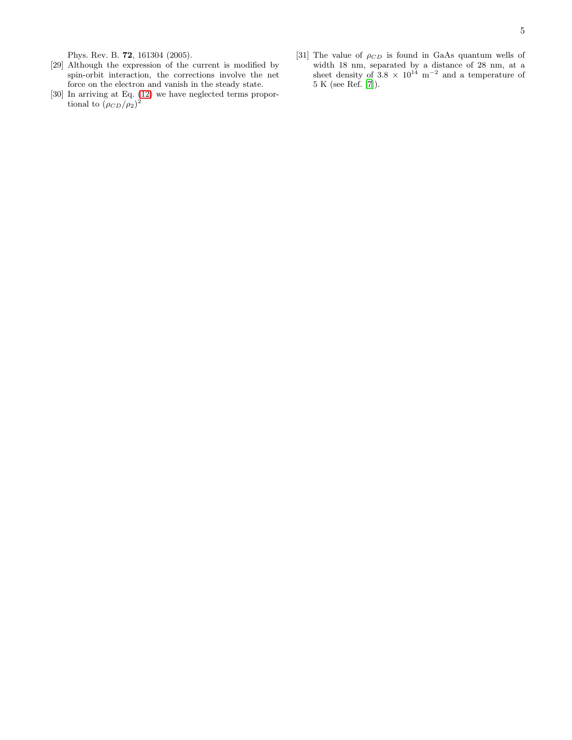Phys. Rev. B. **72**, 161304 (2005).

[29] Although the expression of the current is modified by spin-orbit interaction, the corrections involve the net force on the electron and vanish in the steady state.

[30] In arriving at Eq. (12) we have neglected terms proportional to $(\rho_{CD}/\rho_2)^2$

[31] The value of $\rho_{CD}$ is found in GaAs quantum wells of width 18 nm, separated by a distance of 28 nm, at a sheet density of $3.8 \times 10^{14}$ $\mathrm{m}^{-2}$ and a temperature of 5 K (see Ref. [7]).